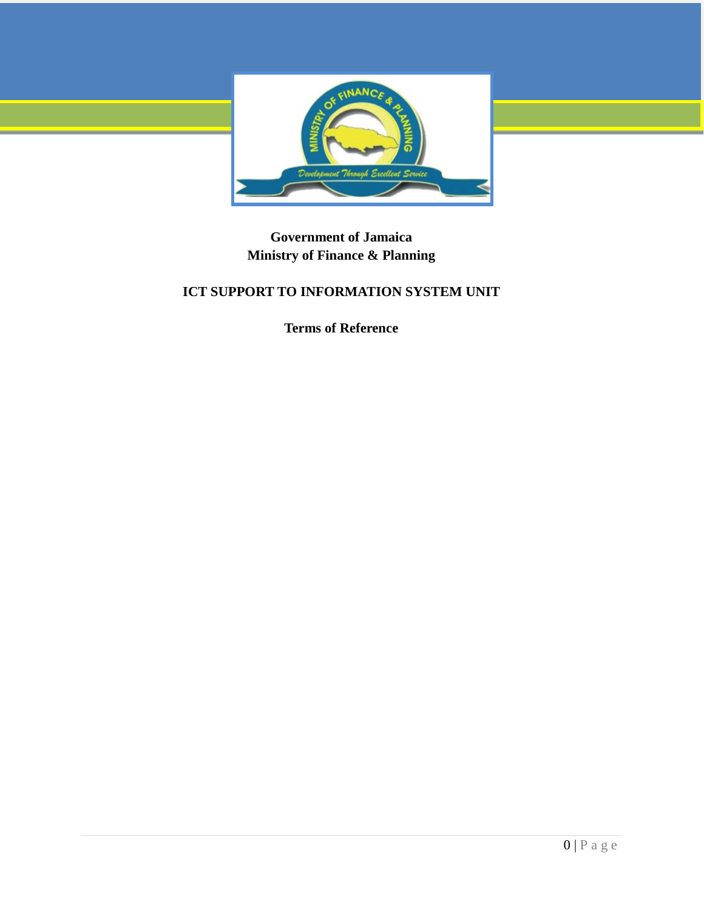**Government of Jamaica**
**Ministry of Finance & Planning**

# ICT SUPPORT TO INFORMATION SYSTEM UNIT

## Terms of Reference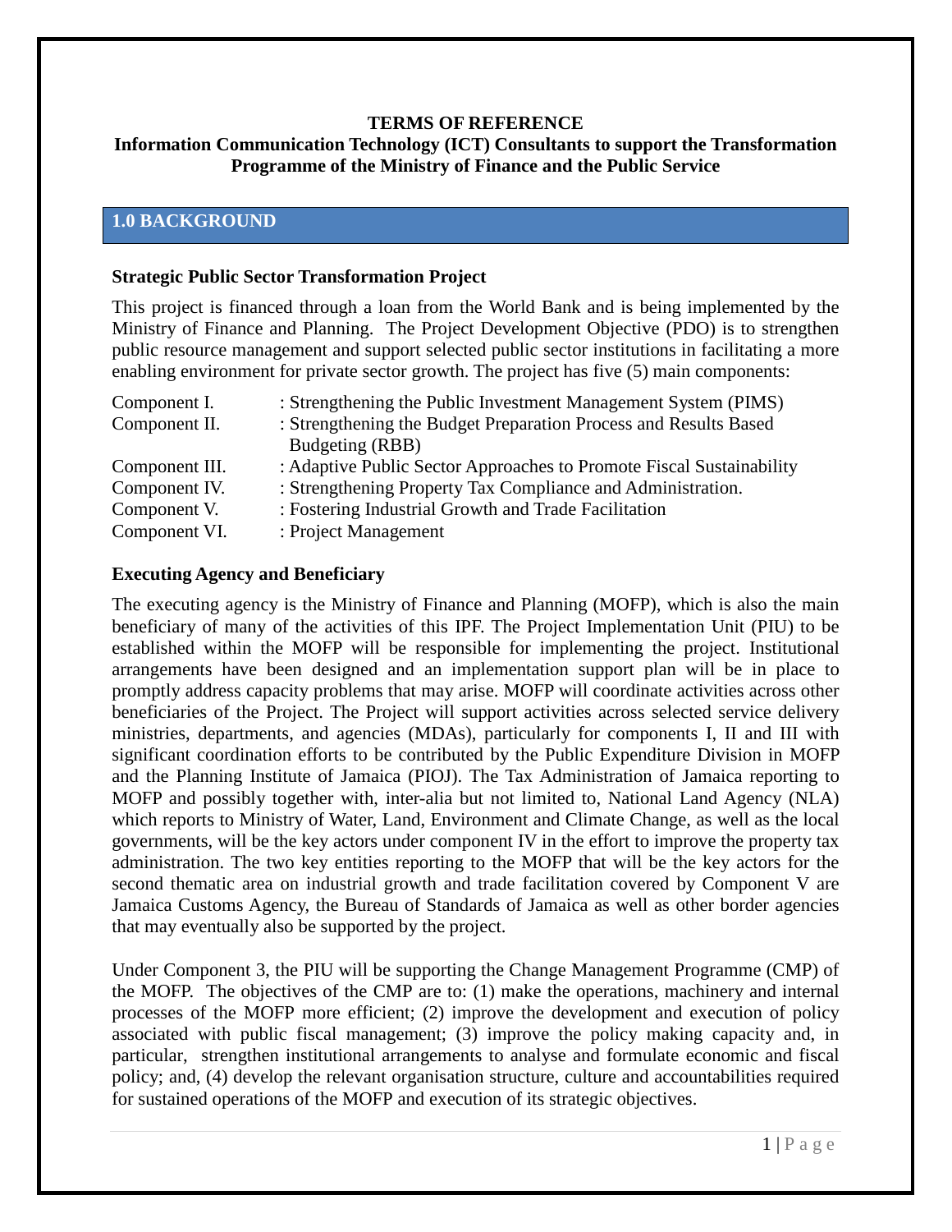**TERMS OF REFERENCE**

**Information Communication Technology (ICT) Consultants to support the Transformation Programme of the Ministry of Finance and the Public Service**

## 1.0 BACKGROUND

### Strategic Public Sector Transformation Project

This project is financed through a loan from the World Bank and is being implemented by the Ministry of Finance and Planning. The Project Development Objective (PDO) is to strengthen public resource management and support selected public sector institutions in facilitating a more enabling environment for private sector growth. The project has five (5) main components:

| | |
|---|---|
| Component I. | : Strengthening the Public Investment Management System (PIMS) |
| Component II. | : Strengthening the Budget Preparation Process and Results Based Budgeting (RBB) |
| Component III. | : Adaptive Public Sector Approaches to Promote Fiscal Sustainability |
| Component IV. | : Strengthening Property Tax Compliance and Administration. |
| Component V. | : Fostering Industrial Growth and Trade Facilitation |
| Component VI. | : Project Management |

### Executing Agency and Beneficiary

The executing agency is the Ministry of Finance and Planning (MOFP), which is also the main beneficiary of many of the activities of this IPF. The Project Implementation Unit (PIU) to be established within the MOFP will be responsible for implementing the project. Institutional arrangements have been designed and an implementation support plan will be in place to promptly address capacity problems that may arise. MOFP will coordinate activities across other beneficiaries of the Project. The Project will support activities across selected service delivery ministries, departments, and agencies (MDAs), particularly for components I, II and III with significant coordination efforts to be contributed by the Public Expenditure Division in MOFP and the Planning Institute of Jamaica (PIOJ). The Tax Administration of Jamaica reporting to MOFP and possibly together with, inter-alia but not limited to, National Land Agency (NLA) which reports to Ministry of Water, Land, Environment and Climate Change, as well as the local governments, will be the key actors under component IV in the effort to improve the property tax administration. The two key entities reporting to the MOFP that will be the key actors for the second thematic area on industrial growth and trade facilitation covered by Component V are Jamaica Customs Agency, the Bureau of Standards of Jamaica as well as other border agencies that may eventually also be supported by the project.

Under Component 3, the PIU will be supporting the Change Management Programme (CMP) of the MOFP. The objectives of the CMP are to: (1) make the operations, machinery and internal processes of the MOFP more efficient; (2) improve the development and execution of policy associated with public fiscal management; (3) improve the policy making capacity and, in particular, strengthen institutional arrangements to analyse and formulate economic and fiscal policy; and, (4) develop the relevant organisation structure, culture and accountabilities required for sustained operations of the MOFP and execution of its strategic objectives.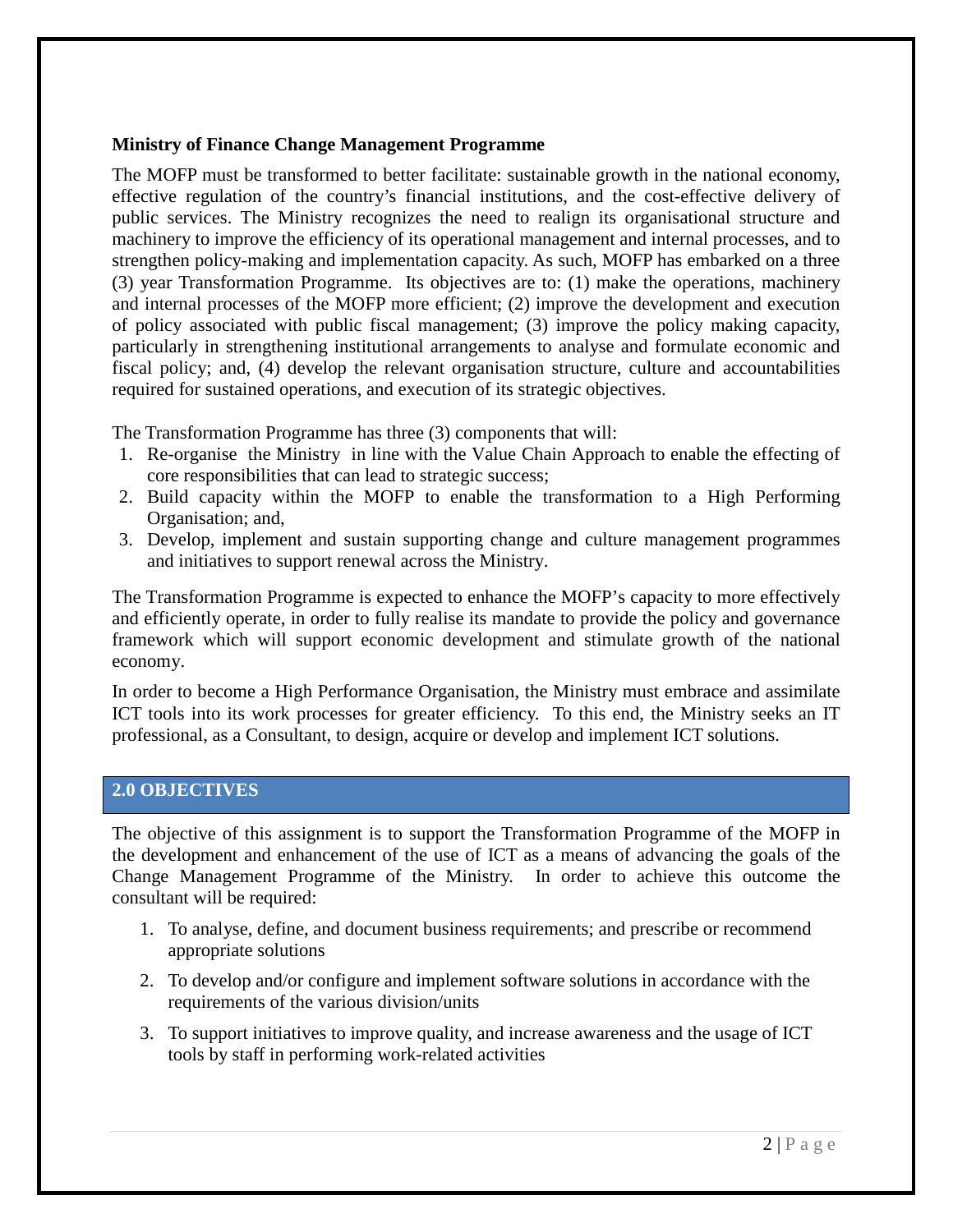**Ministry of Finance Change Management Programme**

The MOFP must be transformed to better facilitate: sustainable growth in the national economy, effective regulation of the country's financial institutions, and the cost-effective delivery of public services. The Ministry recognizes the need to realign its organisational structure and machinery to improve the efficiency of its operational management and internal processes, and to strengthen policy-making and implementation capacity. As such, MOFP has embarked on a three (3) year Transformation Programme. Its objectives are to: (1) make the operations, machinery and internal processes of the MOFP more efficient; (2) improve the development and execution of policy associated with public fiscal management; (3) improve the policy making capacity, particularly in strengthening institutional arrangements to analyse and formulate economic and fiscal policy; and, (4) develop the relevant organisation structure, culture and accountabilities required for sustained operations, and execution of its strategic objectives.

The Transformation Programme has three (3) components that will:

1. Re-organise the Ministry in line with the Value Chain Approach to enable the effecting of core responsibilities that can lead to strategic success;
2. Build capacity within the MOFP to enable the transformation to a High Performing Organisation; and,
3. Develop, implement and sustain supporting change and culture management programmes and initiatives to support renewal across the Ministry.

The Transformation Programme is expected to enhance the MOFP's capacity to more effectively and efficiently operate, in order to fully realise its mandate to provide the policy and governance framework which will support economic development and stimulate growth of the national economy.

In order to become a High Performance Organisation, the Ministry must embrace and assimilate ICT tools into its work processes for greater efficiency. To this end, the Ministry seeks an IT professional, as a Consultant, to design, acquire or develop and implement ICT solutions.

## 2.0 OBJECTIVES

The objective of this assignment is to support the Transformation Programme of the MOFP in the development and enhancement of the use of ICT as a means of advancing the goals of the Change Management Programme of the Ministry. In order to achieve this outcome the consultant will be required:

1. To analyse, define, and document business requirements; and prescribe or recommend appropriate solutions
2. To develop and/or configure and implement software solutions in accordance with the requirements of the various division/units
3. To support initiatives to improve quality, and increase awareness and the usage of ICT tools by staff in performing work-related activities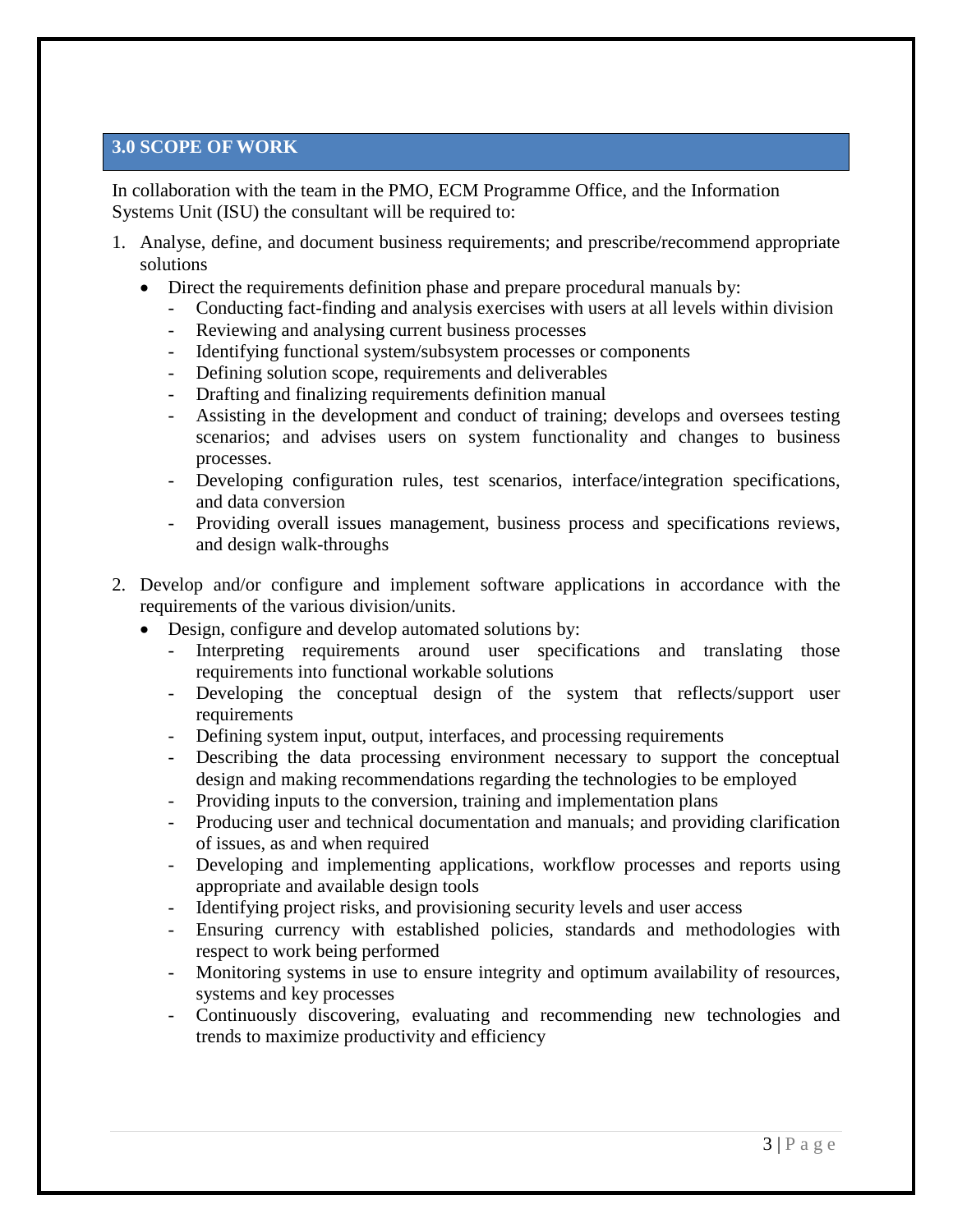## 3.0 SCOPE OF WORK

In collaboration with the team in the PMO, ECM Programme Office, and the Information Systems Unit (ISU) the consultant will be required to:

1. Analyse, define, and document business requirements; and prescribe/recommend appropriate solutions
   - Direct the requirements definition phase and prepare procedural manuals by:
     - Conducting fact-finding and analysis exercises with users at all levels within division
     - Reviewing and analysing current business processes
     - Identifying functional system/subsystem processes or components
     - Defining solution scope, requirements and deliverables
     - Drafting and finalizing requirements definition manual
     - Assisting in the development and conduct of training; develops and oversees testing scenarios; and advises users on system functionality and changes to business processes.
     - Developing configuration rules, test scenarios, interface/integration specifications, and data conversion
     - Providing overall issues management, business process and specifications reviews, and design walk-throughs

2. Develop and/or configure and implement software applications in accordance with the requirements of the various division/units.
   - Design, configure and develop automated solutions by:
     - Interpreting requirements around user specifications and translating those requirements into functional workable solutions
     - Developing the conceptual design of the system that reflects/support user requirements
     - Defining system input, output, interfaces, and processing requirements
     - Describing the data processing environment necessary to support the conceptual design and making recommendations regarding the technologies to be employed
     - Providing inputs to the conversion, training and implementation plans
     - Producing user and technical documentation and manuals; and providing clarification of issues, as and when required
     - Developing and implementing applications, workflow processes and reports using appropriate and available design tools
     - Identifying project risks, and provisioning security levels and user access
     - Ensuring currency with established policies, standards and methodologies with respect to work being performed
     - Monitoring systems in use to ensure integrity and optimum availability of resources, systems and key processes
     - Continuously discovering, evaluating and recommending new technologies and trends to maximize productivity and efficiency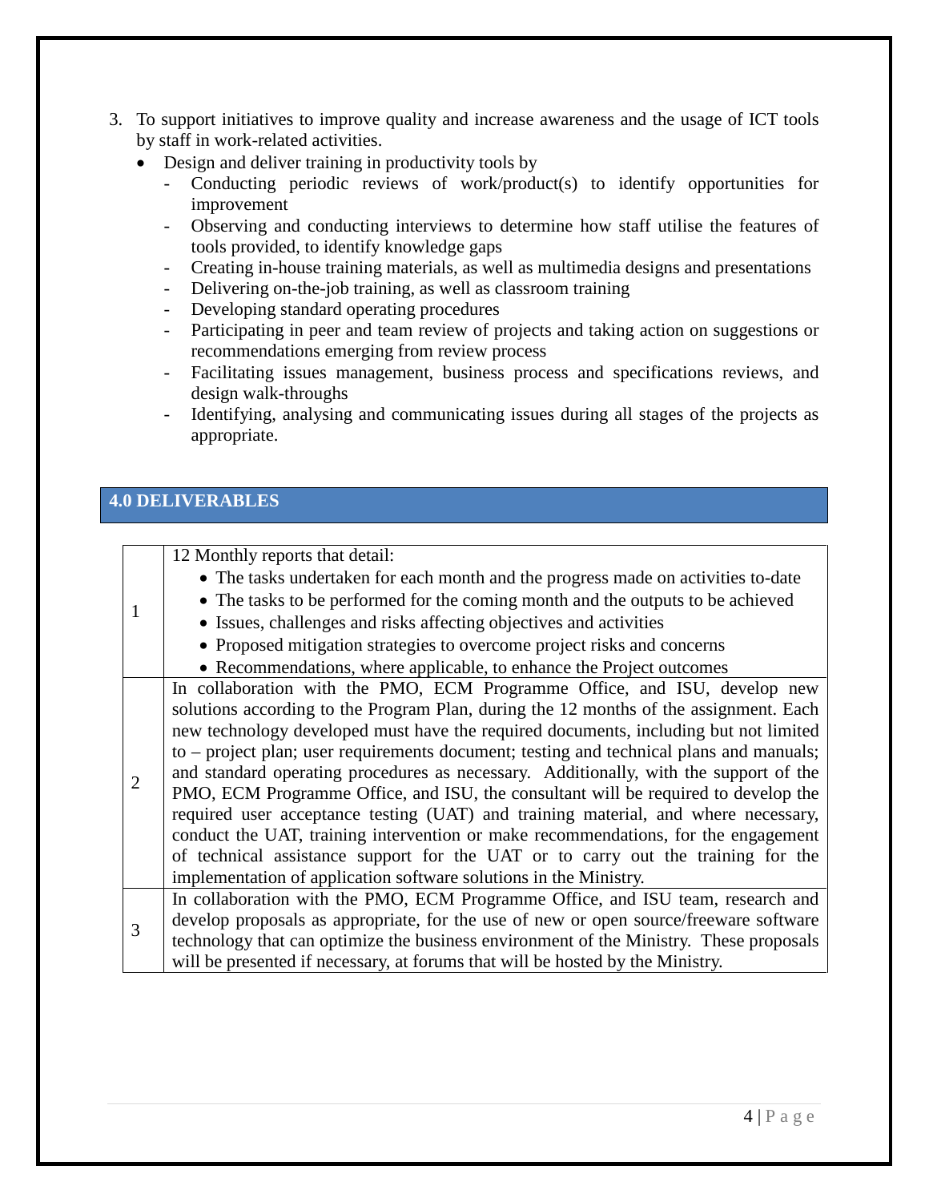3. To support initiatives to improve quality and increase awareness and the usage of ICT tools by staff in work-related activities.
   - Design and deliver training in productivity tools by
     - Conducting periodic reviews of work/product(s) to identify opportunities for improvement
     - Observing and conducting interviews to determine how staff utilise the features of tools provided, to identify knowledge gaps
     - Creating in-house training materials, as well as multimedia designs and presentations
     - Delivering on-the-job training, as well as classroom training
     - Developing standard operating procedures
     - Participating in peer and team review of projects and taking action on suggestions or recommendations emerging from review process
     - Facilitating issues management, business process and specifications reviews, and design walk-throughs
     - Identifying, analysing and communicating issues during all stages of the projects as appropriate.

## 4.0 DELIVERABLES

| | |
|---|---|
| 1 | 12 Monthly reports that detail:<br>• The tasks undertaken for each month and the progress made on activities to-date<br>• The tasks to be performed for the coming month and the outputs to be achieved<br>• Issues, challenges and risks affecting objectives and activities<br>• Proposed mitigation strategies to overcome project risks and concerns<br>• Recommendations, where applicable, to enhance the Project outcomes |
| 2 | In collaboration with the PMO, ECM Programme Office, and ISU, develop new solutions according to the Program Plan, during the 12 months of the assignment. Each new technology developed must have the required documents, including but not limited to – project plan; user requirements document; testing and technical plans and manuals; and standard operating procedures as necessary. Additionally, with the support of the PMO, ECM Programme Office, and ISU, the consultant will be required to develop the required user acceptance testing (UAT) and training material, and where necessary, conduct the UAT, training intervention or make recommendations, for the engagement of technical assistance support for the UAT or to carry out the training for the implementation of application software solutions in the Ministry. |
| 3 | In collaboration with the PMO, ECM Programme Office, and ISU team, research and develop proposals as appropriate, for the use of new or open source/freeware software technology that can optimize the business environment of the Ministry. These proposals will be presented if necessary, at forums that will be hosted by the Ministry. |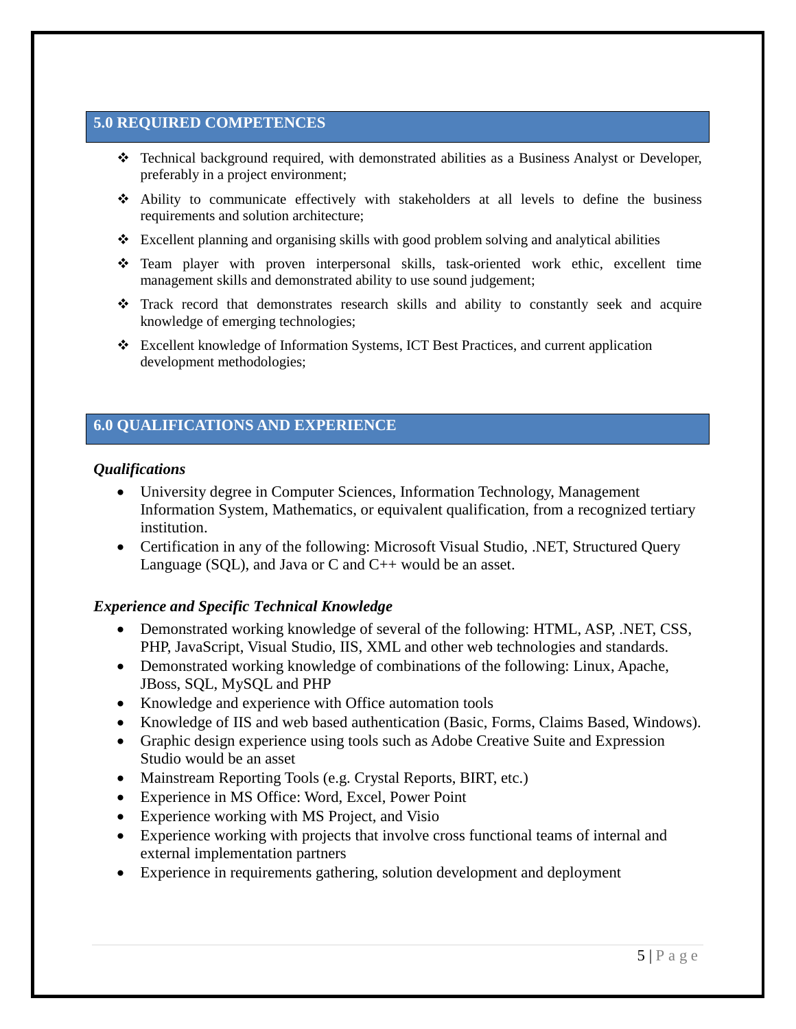## 5.0 REQUIRED COMPETENCES

- Technical background required, with demonstrated abilities as a Business Analyst or Developer, preferably in a project environment;
- Ability to communicate effectively with stakeholders at all levels to define the business requirements and solution architecture;
- Excellent planning and organising skills with good problem solving and analytical abilities
- Team player with proven interpersonal skills, task-oriented work ethic, excellent time management skills and demonstrated ability to use sound judgement;
- Track record that demonstrates research skills and ability to constantly seek and acquire knowledge of emerging technologies;
- Excellent knowledge of Information Systems, ICT Best Practices, and current application development methodologies;

## 6.0 QUALIFICATIONS AND EXPERIENCE

***Qualifications***

- University degree in Computer Sciences, Information Technology, Management Information System, Mathematics, or equivalent qualification, from a recognized tertiary institution.
- Certification in any of the following: Microsoft Visual Studio, .NET, Structured Query Language (SQL), and Java or C and C++ would be an asset.

***Experience and Specific Technical Knowledge***

- Demonstrated working knowledge of several of the following: HTML, ASP, .NET, CSS, PHP, JavaScript, Visual Studio, IIS, XML and other web technologies and standards.
- Demonstrated working knowledge of combinations of the following: Linux, Apache, JBoss, SQL, MySQL and PHP
- Knowledge and experience with Office automation tools
- Knowledge of IIS and web based authentication (Basic, Forms, Claims Based, Windows).
- Graphic design experience using tools such as Adobe Creative Suite and Expression Studio would be an asset
- Mainstream Reporting Tools (e.g. Crystal Reports, BIRT, etc.)
- Experience in MS Office: Word, Excel, Power Point
- Experience working with MS Project, and Visio
- Experience working with projects that involve cross functional teams of internal and external implementation partners
- Experience in requirements gathering, solution development and deployment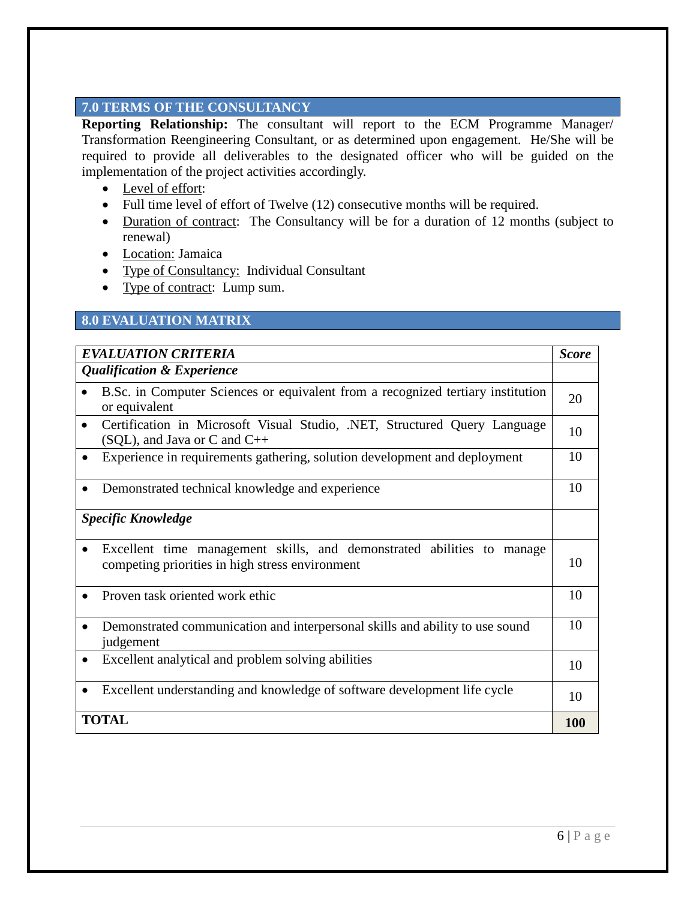## 7.0 TERMS OF THE CONSULTANCY

**Reporting Relationship:** The consultant will report to the ECM Programme Manager/ Transformation Reengineering Consultant, or as determined upon engagement. He/She will be required to provide all deliverables to the designated officer who will be guided on the implementation of the project activities accordingly.

- Level of effort:
- Full time level of effort of Twelve (12) consecutive months will be required.
- Duration of contract: The Consultancy will be for a duration of 12 months (subject to renewal)
- Location: Jamaica
- Type of Consultancy: Individual Consultant
- Type of contract: Lump sum.

## 8.0 EVALUATION MATRIX

| *EVALUATION CRITERIA* | *Score* |
|---|---|
| ***Qualification & Experience*** | |
| • B.Sc. in Computer Sciences or equivalent from a recognized tertiary institution or equivalent | 20 |
| • Certification in Microsoft Visual Studio, .NET, Structured Query Language (SQL), and Java or C and C++ | 10 |
| • Experience in requirements gathering, solution development and deployment | 10 |
| • Demonstrated technical knowledge and experience | 10 |
| ***Specific Knowledge*** | |
| • Excellent time management skills, and demonstrated abilities to manage competing priorities in high stress environment | 10 |
| • Proven task oriented work ethic | 10 |
| • Demonstrated communication and interpersonal skills and ability to use sound judgement | 10 |
| • Excellent analytical and problem solving abilities | 10 |
| • Excellent understanding and knowledge of software development life cycle | 10 |
| **TOTAL** | **100** |